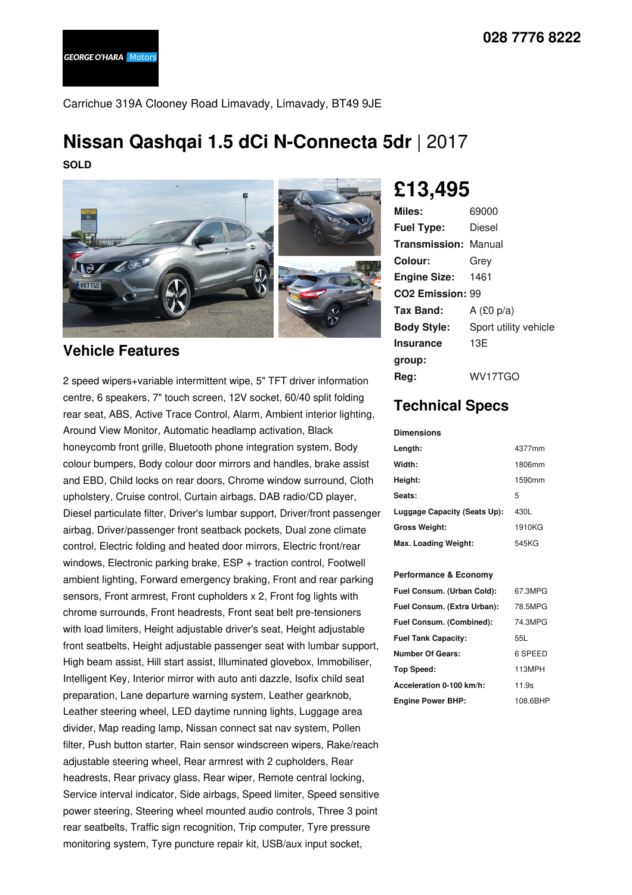028 7776 8222

GEORGE O'HARA Motors

Carrichue 319A Clooney Road Limavady, Limavady, BT49 9JE

# Nissan Qashqai 1.5 dCi N-Connecta 5dr | 2017

**SOLD**

# £13,495

| | |
|---|---|
| **Miles:** | 69000 |
| **Fuel Type:** | Diesel |
| **Transmission:** | Manual |
| **Colour:** | Grey |
| **Engine Size:** | 1461 |
| **CO2 Emission:** | 99 |
| **Tax Band:** | A (£0 p/a) |
| **Body Style:** | Sport utility vehicle |
| **Insurance group:** | 13E |
| **Reg:** | WV17TGO |

## Vehicle Features

2 speed wipers+variable intermittent wipe, 5" TFT driver information centre, 6 speakers, 7" touch screen, 12V socket, 60/40 split folding rear seat, ABS, Active Trace Control, Alarm, Ambient interior lighting, Around View Monitor, Automatic headlamp activation, Black honeycomb front grille, Bluetooth phone integration system, Body colour bumpers, Body colour door mirrors and handles, brake assist and EBD, Child locks on rear doors, Chrome window surround, Cloth upholstery, Cruise control, Curtain airbags, DAB radio/CD player, Diesel particulate filter, Driver's lumbar support, Driver/front passenger airbag, Driver/passenger front seatback pockets, Dual zone climate control, Electric folding and heated door mirrors, Electric front/rear windows, Electronic parking brake, ESP + traction control, Footwell ambient lighting, Forward emergency braking, Front and rear parking sensors, Front armrest, Front cupholders x 2, Front fog lights with chrome surrounds, Front headrests, Front seat belt pre-tensioners with load limiters, Height adjustable driver's seat, Height adjustable front seatbelts, Height adjustable passenger seat with lumbar support, High beam assist, Hill start assist, Illuminated glovebox, Immobiliser, Intelligent Key, Interior mirror with auto anti dazzle, Isofix child seat preparation, Lane departure warning system, Leather gearknob, Leather steering wheel, LED daytime running lights, Luggage area divider, Map reading lamp, Nissan connect sat nav system, Pollen filter, Push button starter, Rain sensor windscreen wipers, Rake/reach adjustable steering wheel, Rear armrest with 2 cupholders, Rear headrests, Rear privacy glass, Rear wiper, Remote central locking, Service interval indicator, Side airbags, Speed limiter, Speed sensitive power steering, Steering wheel mounted audio controls, Three 3 point rear seatbelts, Traffic sign recognition, Trip computer, Tyre pressure monitoring system, Tyre puncture repair kit, USB/aux input socket,

## Technical Specs

**Dimensions**

| | |
|---|---|
| **Length:** | 4377mm |
| **Width:** | 1806mm |
| **Height:** | 1590mm |
| **Seats:** | 5 |
| **Luggage Capacity (Seats Up):** | 430L |
| **Gross Weight:** | 1910KG |
| **Max. Loading Weight:** | 545KG |

**Performance & Economy**

| | |
|---|---|
| **Fuel Consum. (Urban Cold):** | 67.3MPG |
| **Fuel Consum. (Extra Urban):** | 78.5MPG |
| **Fuel Consum. (Combined):** | 74.3MPG |
| **Fuel Tank Capacity:** | 55L |
| **Number Of Gears:** | 6 SPEED |
| **Top Speed:** | 113MPH |
| **Acceleration 0-100 km/h:** | 11.9s |
| **Engine Power BHP:** | 108.6BHP |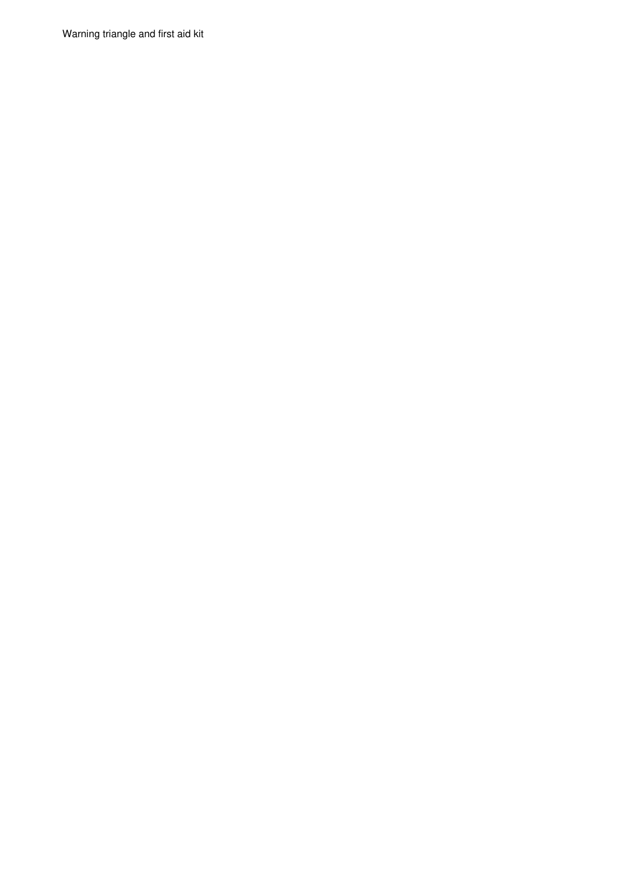Warning triangle and first aid kit